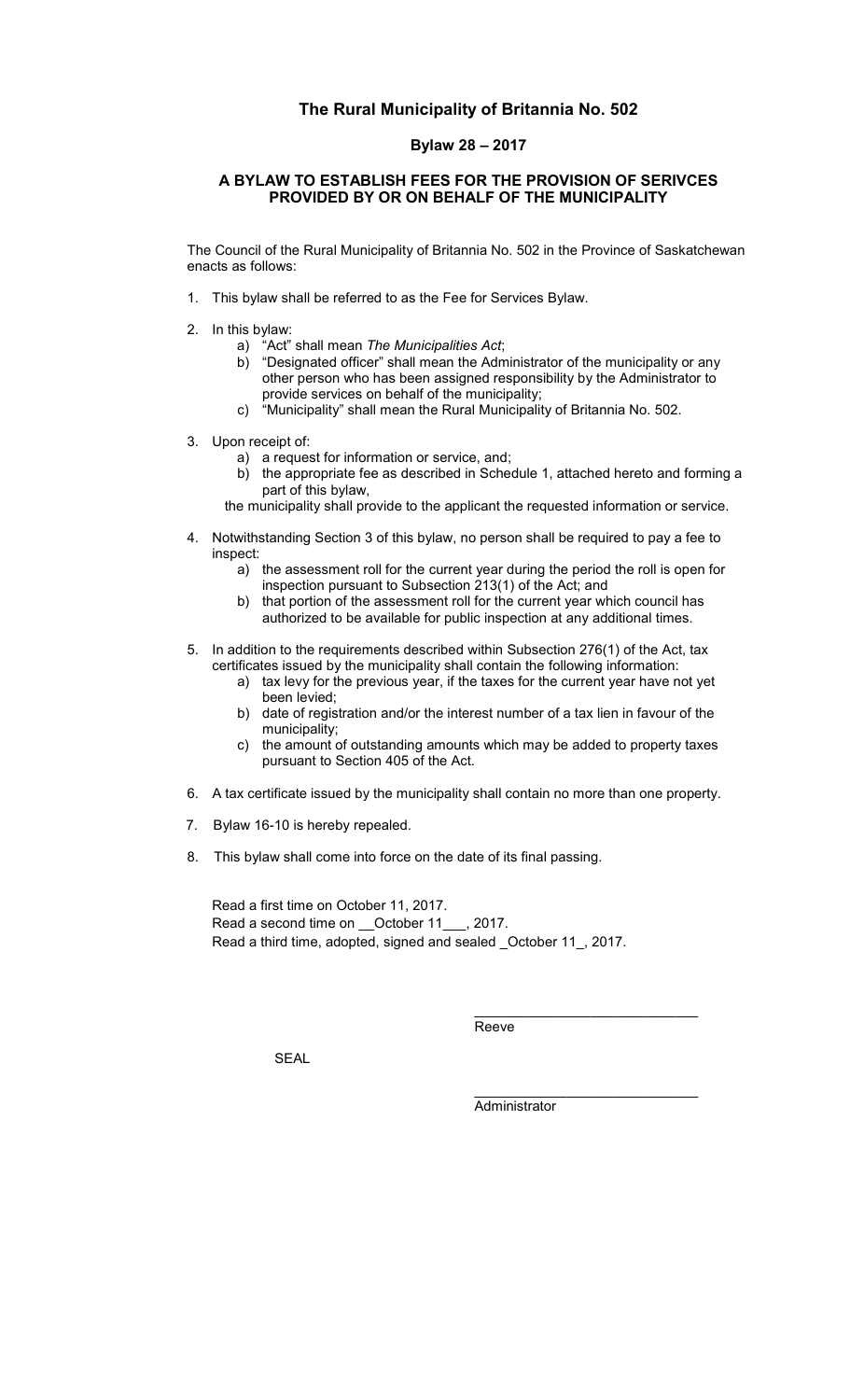# The Rural Municipality of Britannia No. 502

## Bylaw 28 – 2017

### A BYLAW TO ESTABLISH FEES FOR THE PROVISION OF SERIVCES PROVIDED BY OR ON BEHALF OF THE MUNICIPALITY

The Council of the Rural Municipality of Britannia No. 502 in the Province of Saskatchewan enacts as follows:

1. This bylaw shall be referred to as the Fee for Services Bylaw.

2. In this bylaw:
   a) "Act" shall mean *The Municipalities Act*;
   b) "Designated officer" shall mean the Administrator of the municipality or any other person who has been assigned responsibility by the Administrator to provide services on behalf of the municipality;
   c) "Municipality" shall mean the Rural Municipality of Britannia No. 502.

3. Upon receipt of:
   a) a request for information or service, and;
   b) the appropriate fee as described in Schedule 1, attached hereto and forming a part of this bylaw,

   the municipality shall provide to the applicant the requested information or service.

4. Notwithstanding Section 3 of this bylaw, no person shall be required to pay a fee to inspect:
   a) the assessment roll for the current year during the period the roll is open for inspection pursuant to Subsection 213(1) of the Act; and
   b) that portion of the assessment roll for the current year which council has authorized to be available for public inspection at any additional times.

5. In addition to the requirements described within Subsection 276(1) of the Act, tax certificates issued by the municipality shall contain the following information:
   a) tax levy for the previous year, if the taxes for the current year have not yet been levied;
   b) date of registration and/or the interest number of a tax lien in favour of the municipality;
   c) the amount of outstanding amounts which may be added to property taxes pursuant to Section 405 of the Act.

6. A tax certificate issued by the municipality shall contain no more than one property.

7. Bylaw 16-10 is hereby repealed.

8. This bylaw shall come into force on the date of its final passing.

Read a first time on October 11, 2017.
Read a second time on __October 11___, 2017.
Read a third time, adopted, signed and sealed _October 11_, 2017.

_____________________________
Reeve

SEAL

_____________________________
Administrator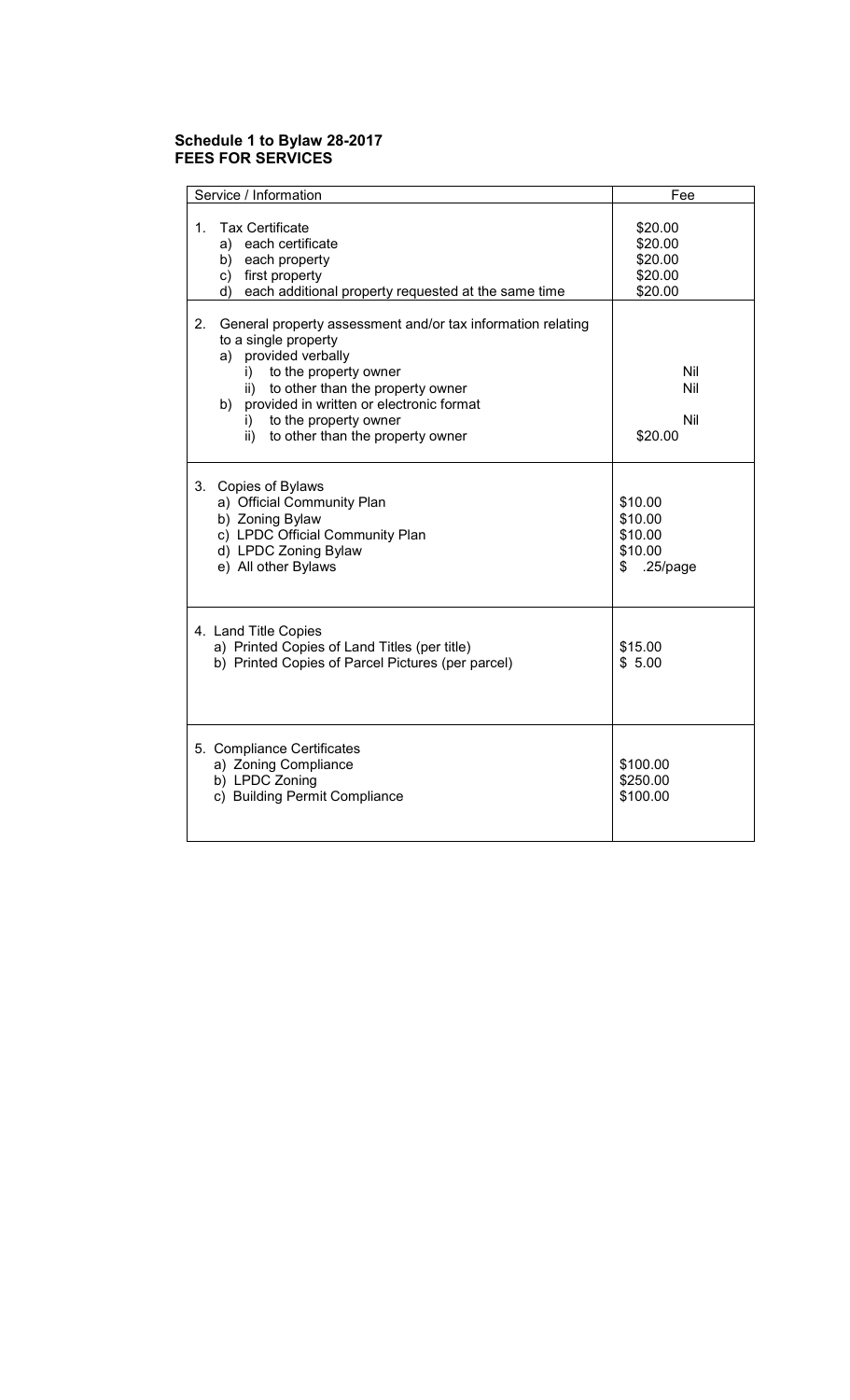**Schedule 1 to Bylaw 28-2017**
**FEES FOR SERVICES**

| Service / Information | Fee |
|---|---|
| 1. Tax Certificate | $20.00 |
| a) each certificate | $20.00 |
| b) each property | $20.00 |
| c) first property | $20.00 |
| d) each additional property requested at the same time | $20.00 |
| 2. General property assessment and/or tax information relating to a single property | |
| a) provided verbally | |
| i) to the property owner | Nil |
| ii) to other than the property owner | Nil |
| b) provided in written or electronic format | |
| i) to the property owner | Nil |
| ii) to other than the property owner | $20.00 |
| 3. Copies of Bylaws | |
| a) Official Community Plan | $10.00 |
| b) Zoning Bylaw | $10.00 |
| c) LPDC Official Community Plan | $10.00 |
| d) LPDC Zoning Bylaw | $10.00 |
| e) All other Bylaws | $ .25/page |
| 4. Land Title Copies | |
| a) Printed Copies of Land Titles (per title) | $15.00 |
| b) Printed Copies of Parcel Pictures (per parcel) | $ 5.00 |
| 5. Compliance Certificates | |
| a) Zoning Compliance | $100.00 |
| b) LPDC Zoning | $250.00 |
| c) Building Permit Compliance | $100.00 |